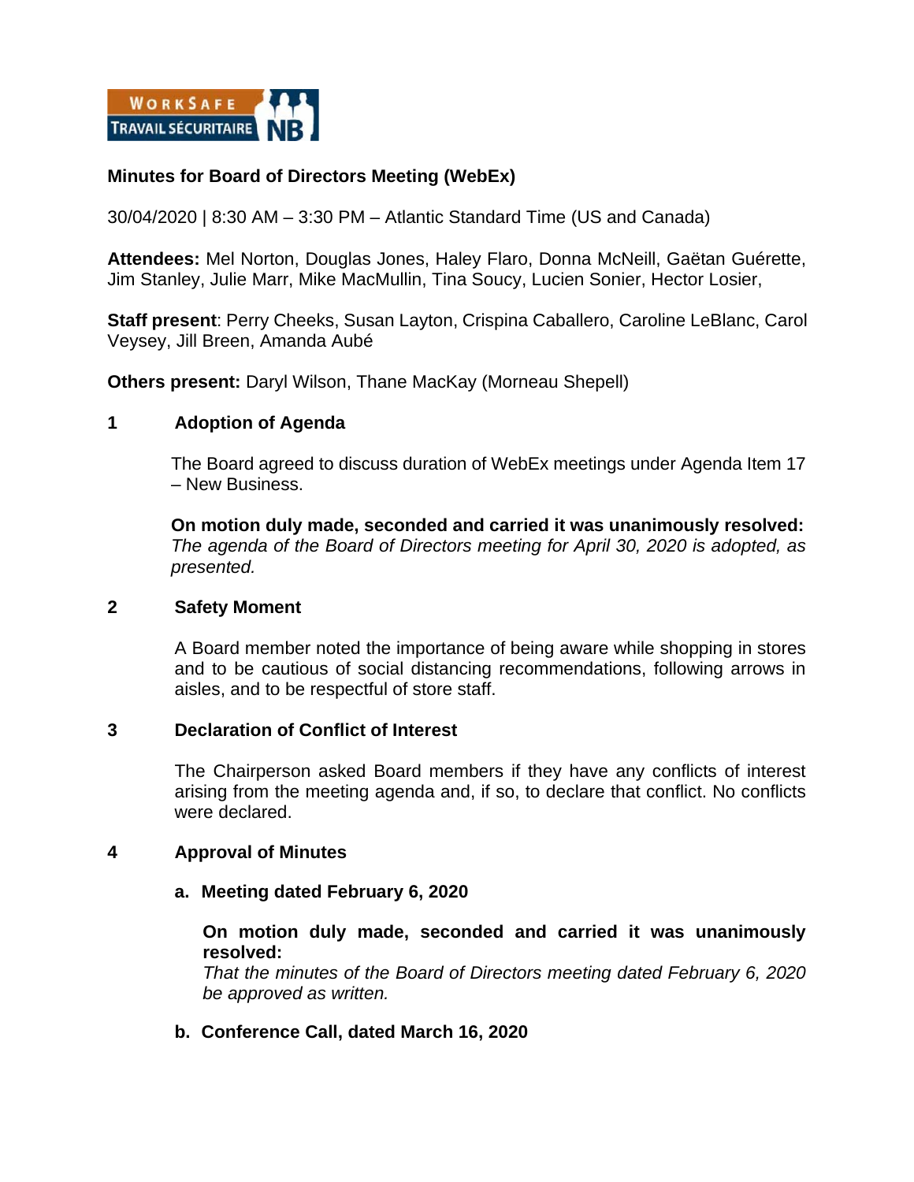**Minutes for Board of Directors Meeting (WebEx)**

30/04/2020 | 8:30 AM – 3:30 PM – Atlantic Standard Time (US and Canada)

**Attendees:** Mel Norton, Douglas Jones, Haley Flaro, Donna McNeill, Gaëtan Guérette, Jim Stanley, Julie Marr, Mike MacMullin, Tina Soucy, Lucien Sonier, Hector Losier,

**Staff present**: Perry Cheeks, Susan Layton, Crispina Caballero, Caroline LeBlanc, Carol Veysey, Jill Breen, Amanda Aubé

**Others present:** Daryl Wilson, Thane MacKay (Morneau Shepell)

## 1 Adoption of Agenda

The Board agreed to discuss duration of WebEx meetings under Agenda Item 17 – New Business.

**On motion duly made, seconded and carried it was unanimously resolved:**
*The agenda of the Board of Directors meeting for April 30, 2020 is adopted, as presented.*

## 2 Safety Moment

A Board member noted the importance of being aware while shopping in stores and to be cautious of social distancing recommendations, following arrows in aisles, and to be respectful of store staff.

## 3 Declaration of Conflict of Interest

The Chairperson asked Board members if they have any conflicts of interest arising from the meeting agenda and, if so, to declare that conflict. No conflicts were declared.

## 4 Approval of Minutes

### a. Meeting dated February 6, 2020

**On motion duly made, seconded and carried it was unanimously resolved:**
*That the minutes of the Board of Directors meeting dated February 6, 2020 be approved as written.*

### b. Conference Call, dated March 16, 2020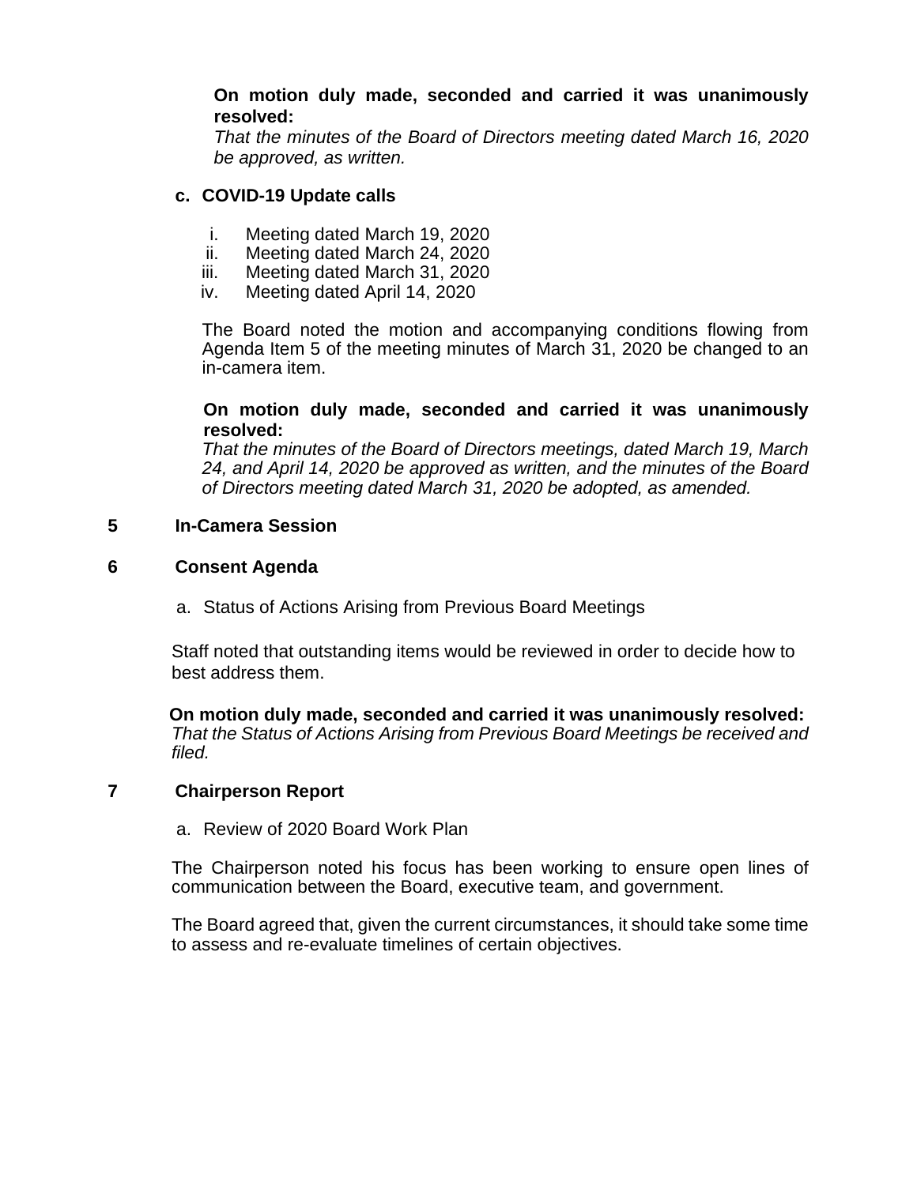**On motion duly made, seconded and carried it was unanimously resolved:**
*That the minutes of the Board of Directors meeting dated March 16, 2020 be approved, as written.*

**c. COVID-19 Update calls**

i. Meeting dated March 19, 2020
ii. Meeting dated March 24, 2020
iii. Meeting dated March 31, 2020
iv. Meeting dated April 14, 2020

The Board noted the motion and accompanying conditions flowing from Agenda Item 5 of the meeting minutes of March 31, 2020 be changed to an in-camera item.

**On motion duly made, seconded and carried it was unanimously resolved:**
*That the minutes of the Board of Directors meetings, dated March 19, March 24, and April 14, 2020 be approved as written, and the minutes of the Board of Directors meeting dated March 31, 2020 be adopted, as amended.*

## 5 In-Camera Session

## 6 Consent Agenda

a. Status of Actions Arising from Previous Board Meetings

Staff noted that outstanding items would be reviewed in order to decide how to best address them.

**On motion duly made, seconded and carried it was unanimously resolved:**
*That the Status of Actions Arising from Previous Board Meetings be received and filed.*

## 7 Chairperson Report

a. Review of 2020 Board Work Plan

The Chairperson noted his focus has been working to ensure open lines of communication between the Board, executive team, and government.

The Board agreed that, given the current circumstances, it should take some time to assess and re-evaluate timelines of certain objectives.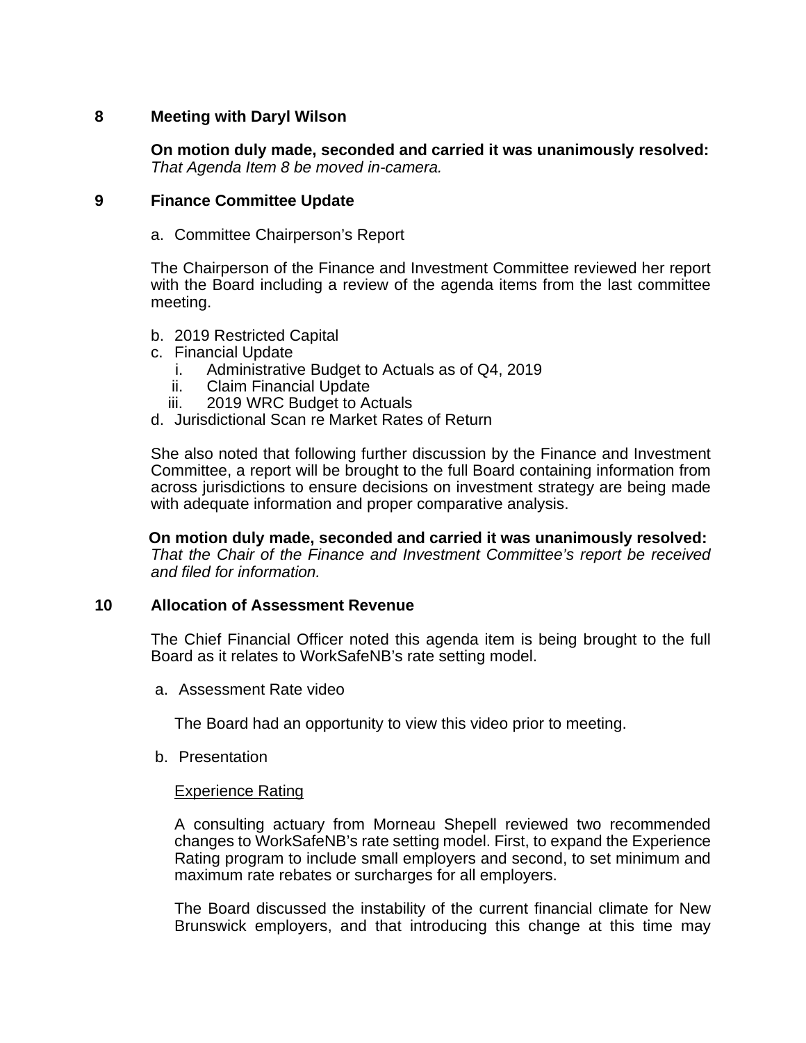## 8 Meeting with Daryl Wilson

**On motion duly made, seconded and carried it was unanimously resolved:**
*That Agenda Item 8 be moved in-camera.*

## 9 Finance Committee Update

a. Committee Chairperson's Report

The Chairperson of the Finance and Investment Committee reviewed her report with the Board including a review of the agenda items from the last committee meeting.

b. 2019 Restricted Capital
c. Financial Update
   i. Administrative Budget to Actuals as of Q4, 2019
   ii. Claim Financial Update
   iii. 2019 WRC Budget to Actuals
d. Jurisdictional Scan re Market Rates of Return

She also noted that following further discussion by the Finance and Investment Committee, a report will be brought to the full Board containing information from across jurisdictions to ensure decisions on investment strategy are being made with adequate information and proper comparative analysis.

**On motion duly made, seconded and carried it was unanimously resolved:**
*That the Chair of the Finance and Investment Committee's report be received and filed for information.*

## 10 Allocation of Assessment Revenue

The Chief Financial Officer noted this agenda item is being brought to the full Board as it relates to WorkSafeNB's rate setting model.

a. Assessment Rate video

The Board had an opportunity to view this video prior to meeting.

b. Presentation

<u>Experience Rating</u>

A consulting actuary from Morneau Shepell reviewed two recommended changes to WorkSafeNB's rate setting model. First, to expand the Experience Rating program to include small employers and second, to set minimum and maximum rate rebates or surcharges for all employers.

The Board discussed the instability of the current financial climate for New Brunswick employers, and that introducing this change at this time may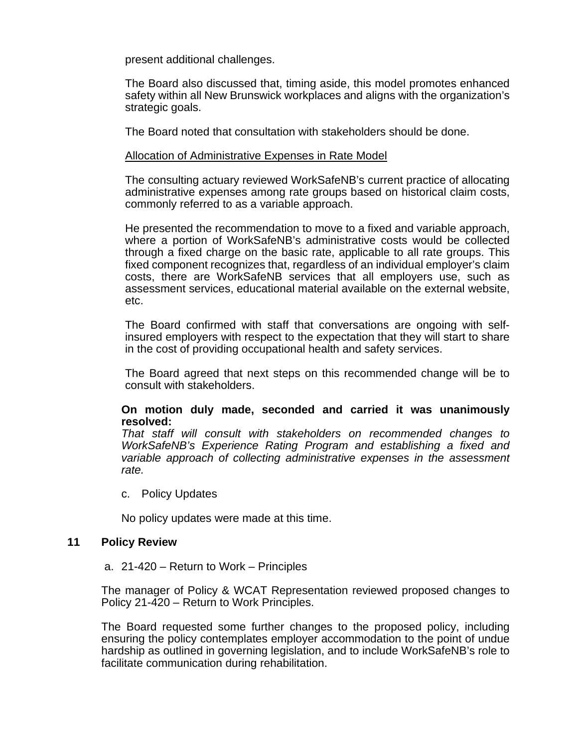present additional challenges.

The Board also discussed that, timing aside, this model promotes enhanced safety within all New Brunswick workplaces and aligns with the organization's strategic goals.

The Board noted that consultation with stakeholders should be done.

<u>Allocation of Administrative Expenses in Rate Model</u>

The consulting actuary reviewed WorkSafeNB's current practice of allocating administrative expenses among rate groups based on historical claim costs, commonly referred to as a variable approach.

He presented the recommendation to move to a fixed and variable approach, where a portion of WorkSafeNB's administrative costs would be collected through a fixed charge on the basic rate, applicable to all rate groups. This fixed component recognizes that, regardless of an individual employer's claim costs, there are WorkSafeNB services that all employers use, such as assessment services, educational material available on the external website, etc.

The Board confirmed with staff that conversations are ongoing with self-insured employers with respect to the expectation that they will start to share in the cost of providing occupational health and safety services.

The Board agreed that next steps on this recommended change will be to consult with stakeholders.

**On motion duly made, seconded and carried it was unanimously resolved:**
*That staff will consult with stakeholders on recommended changes to WorkSafeNB's Experience Rating Program and establishing a fixed and variable approach of collecting administrative expenses in the assessment rate.*

c. Policy Updates

No policy updates were made at this time.

## 11 Policy Review

a. 21-420 – Return to Work – Principles

The manager of Policy & WCAT Representation reviewed proposed changes to Policy 21-420 – Return to Work Principles.

The Board requested some further changes to the proposed policy, including ensuring the policy contemplates employer accommodation to the point of undue hardship as outlined in governing legislation, and to include WorkSafeNB's role to facilitate communication during rehabilitation.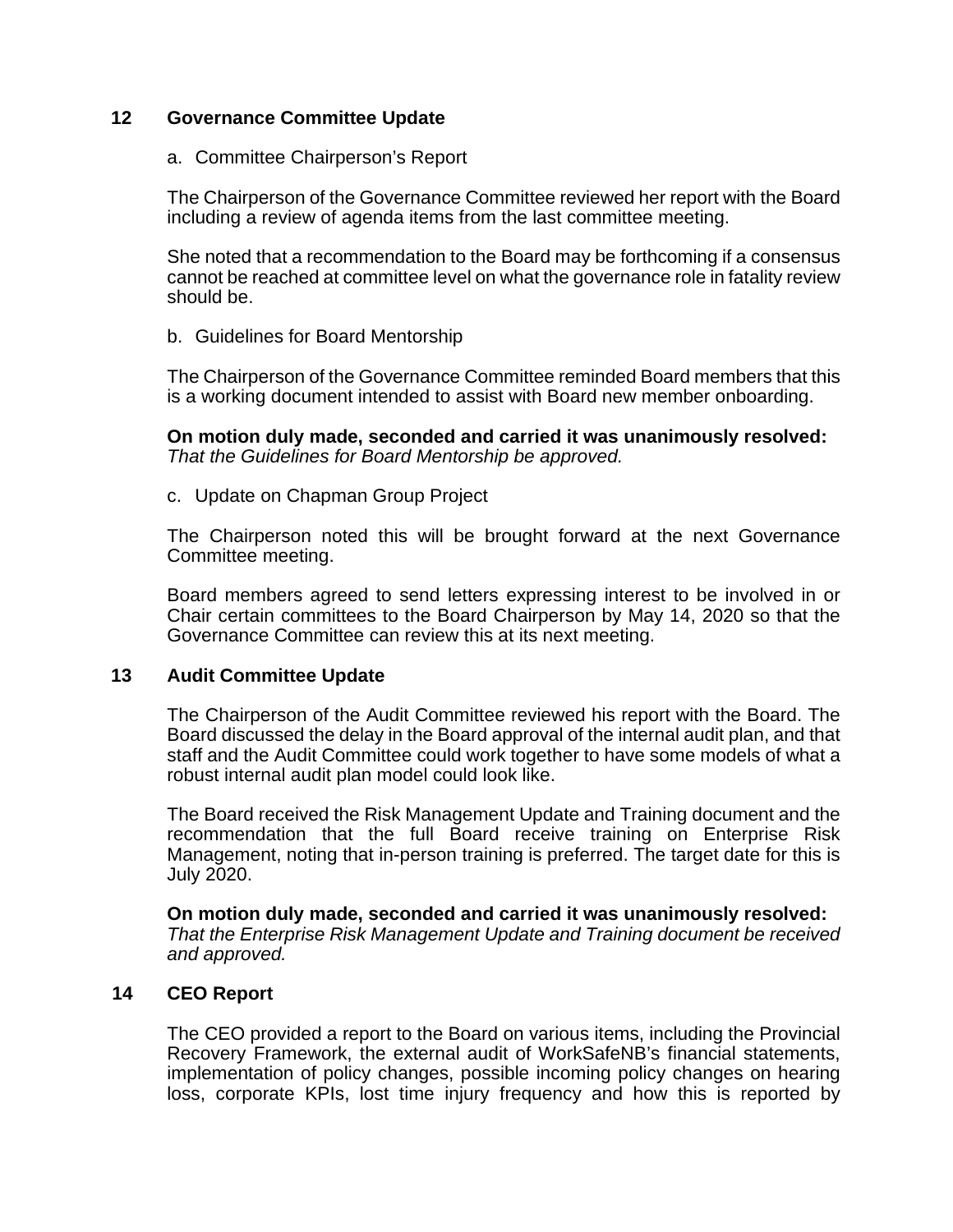## 12 Governance Committee Update

a. Committee Chairperson's Report

The Chairperson of the Governance Committee reviewed her report with the Board including a review of agenda items from the last committee meeting.

She noted that a recommendation to the Board may be forthcoming if a consensus cannot be reached at committee level on what the governance role in fatality review should be.

b. Guidelines for Board Mentorship

The Chairperson of the Governance Committee reminded Board members that this is a working document intended to assist with Board new member onboarding.

**On motion duly made, seconded and carried it was unanimously resolved:**
*That the Guidelines for Board Mentorship be approved.*

c. Update on Chapman Group Project

The Chairperson noted this will be brought forward at the next Governance Committee meeting.

Board members agreed to send letters expressing interest to be involved in or Chair certain committees to the Board Chairperson by May 14, 2020 so that the Governance Committee can review this at its next meeting.

## 13 Audit Committee Update

The Chairperson of the Audit Committee reviewed his report with the Board. The Board discussed the delay in the Board approval of the internal audit plan, and that staff and the Audit Committee could work together to have some models of what a robust internal audit plan model could look like.

The Board received the Risk Management Update and Training document and the recommendation that the full Board receive training on Enterprise Risk Management, noting that in-person training is preferred. The target date for this is July 2020.

**On motion duly made, seconded and carried it was unanimously resolved:**
*That the Enterprise Risk Management Update and Training document be received and approved.*

## 14 CEO Report

The CEO provided a report to the Board on various items, including the Provincial Recovery Framework, the external audit of WorkSafeNB's financial statements, implementation of policy changes, possible incoming policy changes on hearing loss, corporate KPIs, lost time injury frequency and how this is reported by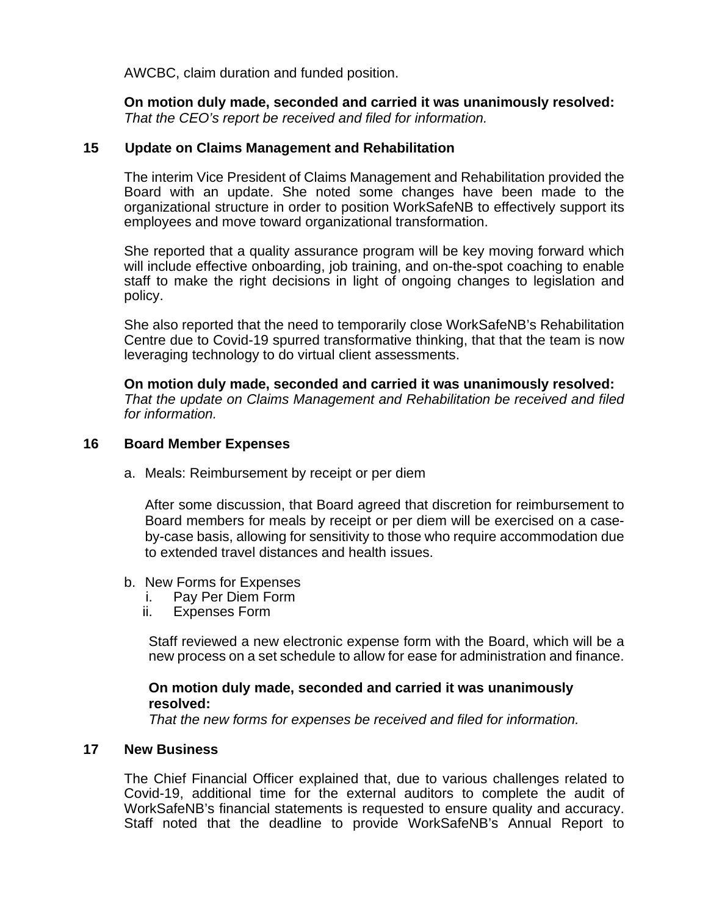AWCBC, claim duration and funded position.

**On motion duly made, seconded and carried it was unanimously resolved:**
*That the CEO's report be received and filed for information.*

## 15 Update on Claims Management and Rehabilitation

The interim Vice President of Claims Management and Rehabilitation provided the Board with an update. She noted some changes have been made to the organizational structure in order to position WorkSafeNB to effectively support its employees and move toward organizational transformation.

She reported that a quality assurance program will be key moving forward which will include effective onboarding, job training, and on-the-spot coaching to enable staff to make the right decisions in light of ongoing changes to legislation and policy.

She also reported that the need to temporarily close WorkSafeNB's Rehabilitation Centre due to Covid-19 spurred transformative thinking, that that the team is now leveraging technology to do virtual client assessments.

**On motion duly made, seconded and carried it was unanimously resolved:**
*That the update on Claims Management and Rehabilitation be received and filed for information.*

## 16 Board Member Expenses

a. Meals: Reimbursement by receipt or per diem

   After some discussion, that Board agreed that discretion for reimbursement to Board members for meals by receipt or per diem will be exercised on a case-by-case basis, allowing for sensitivity to those who require accommodation due to extended travel distances and health issues.

b. New Forms for Expenses
   i. Pay Per Diem Form
   ii. Expenses Form

   Staff reviewed a new electronic expense form with the Board, which will be a new process on a set schedule to allow for ease for administration and finance.

   **On motion duly made, seconded and carried it was unanimously resolved:**
   *That the new forms for expenses be received and filed for information.*

## 17 New Business

The Chief Financial Officer explained that, due to various challenges related to Covid-19, additional time for the external auditors to complete the audit of WorkSafeNB's financial statements is requested to ensure quality and accuracy. Staff noted that the deadline to provide WorkSafeNB's Annual Report to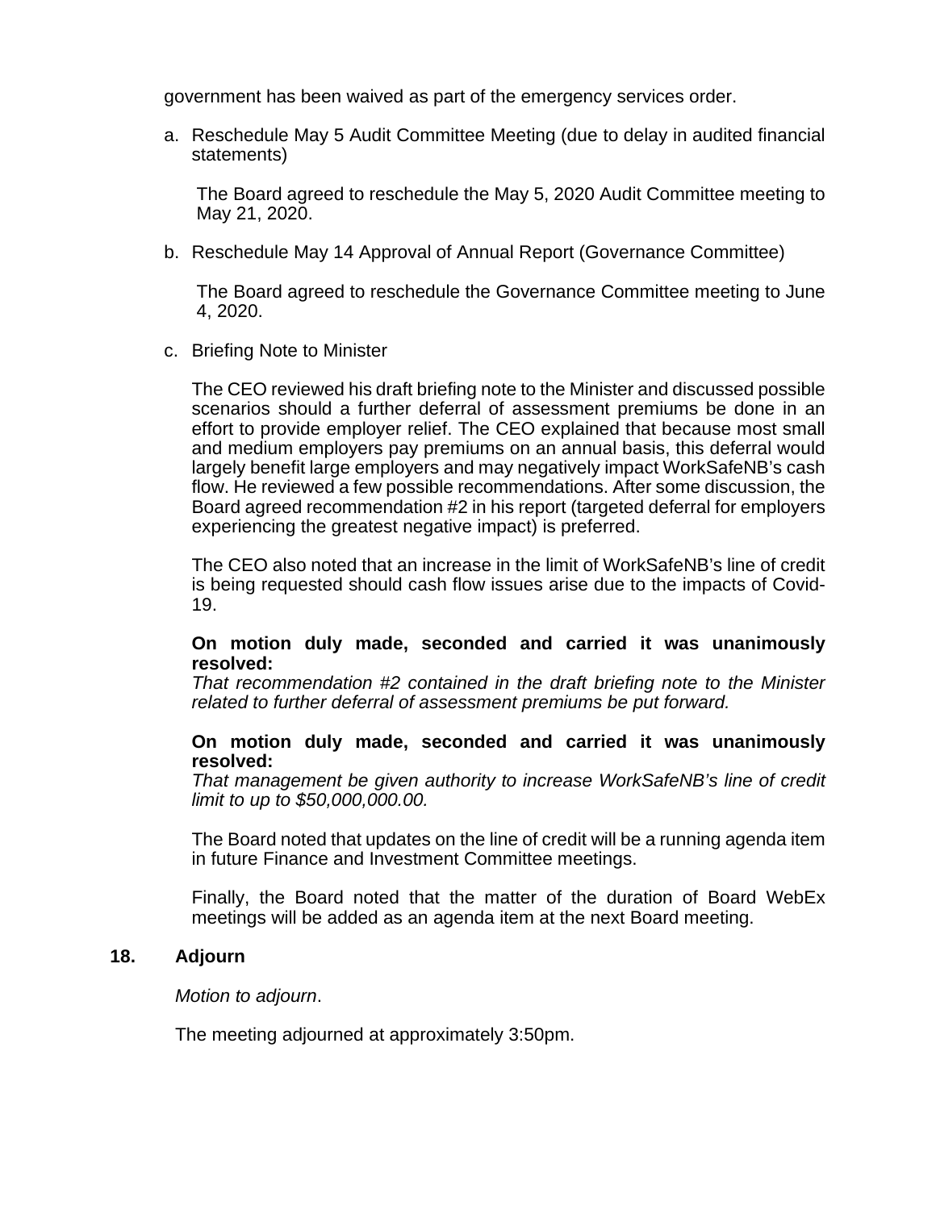government has been waived as part of the emergency services order.

a. Reschedule May 5 Audit Committee Meeting (due to delay in audited financial statements)

   The Board agreed to reschedule the May 5, 2020 Audit Committee meeting to May 21, 2020.

b. Reschedule May 14 Approval of Annual Report (Governance Committee)

   The Board agreed to reschedule the Governance Committee meeting to June 4, 2020.

c. Briefing Note to Minister

   The CEO reviewed his draft briefing note to the Minister and discussed possible scenarios should a further deferral of assessment premiums be done in an effort to provide employer relief. The CEO explained that because most small and medium employers pay premiums on an annual basis, this deferral would largely benefit large employers and may negatively impact WorkSafeNB's cash flow. He reviewed a few possible recommendations. After some discussion, the Board agreed recommendation #2 in his report (targeted deferral for employers experiencing the greatest negative impact) is preferred.

   The CEO also noted that an increase in the limit of WorkSafeNB's line of credit is being requested should cash flow issues arise due to the impacts of Covid-19.

   **On motion duly made, seconded and carried it was unanimously resolved:**
   *That recommendation #2 contained in the draft briefing note to the Minister related to further deferral of assessment premiums be put forward.*

   **On motion duly made, seconded and carried it was unanimously resolved:**
   *That management be given authority to increase WorkSafeNB's line of credit limit to up to $50,000,000.00.*

   The Board noted that updates on the line of credit will be a running agenda item in future Finance and Investment Committee meetings.

   Finally, the Board noted that the matter of the duration of Board WebEx meetings will be added as an agenda item at the next Board meeting.

## 18. Adjourn

*Motion to adjourn*.

The meeting adjourned at approximately 3:50pm.